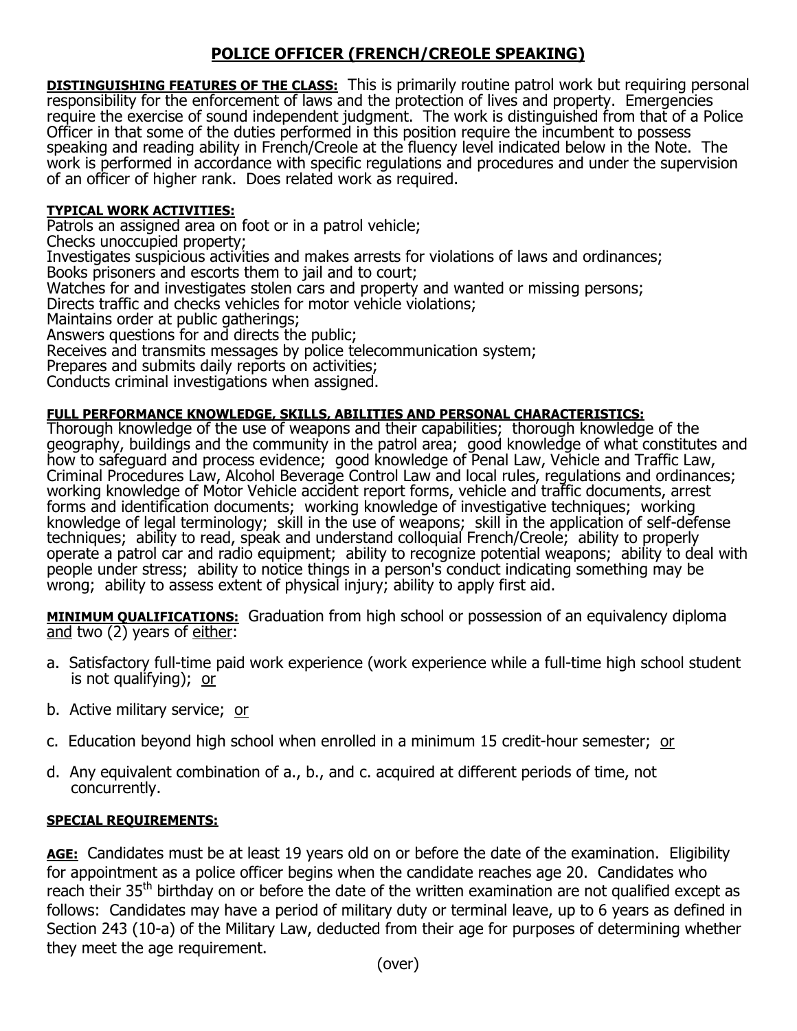# POLICE OFFICER (FRENCH/CREOLE SPEAKING)

**DISTINGUISHING FEATURES OF THE CLASS:** This is primarily routine patrol work but requiring personal responsibility for the enforcement of laws and the protection of lives and property. Emergencies require the exercise of sound independent judgment. The work is distinguished from that of a Police Officer in that some of the duties performed in this position require the incumbent to possess speaking and reading ability in French/Creole at the fluency level indicated below in the Note. The work is performed in accordance with specific regulations and procedures and under the supervision of an officer of higher rank. Does related work as required.

**TYPICAL WORK ACTIVITIES:**

Patrols an assigned area on foot or in a patrol vehicle;
Checks unoccupied property;
Investigates suspicious activities and makes arrests for violations of laws and ordinances;
Books prisoners and escorts them to jail and to court;
Watches for and investigates stolen cars and property and wanted or missing persons;
Directs traffic and checks vehicles for motor vehicle violations;
Maintains order at public gatherings;
Answers questions for and directs the public;
Receives and transmits messages by police telecommunication system;
Prepares and submits daily reports on activities;
Conducts criminal investigations when assigned.

**FULL PERFORMANCE KNOWLEDGE, SKILLS, ABILITIES AND PERSONAL CHARACTERISTICS:**

Thorough knowledge of the use of weapons and their capabilities; thorough knowledge of the geography, buildings and the community in the patrol area; good knowledge of what constitutes and how to safeguard and process evidence; good knowledge of Penal Law, Vehicle and Traffic Law, Criminal Procedures Law, Alcohol Beverage Control Law and local rules, regulations and ordinances; working knowledge of Motor Vehicle accident report forms, vehicle and traffic documents, arrest forms and identification documents; working knowledge of investigative techniques; working knowledge of legal terminology; skill in the use of weapons; skill in the application of self-defense techniques; ability to read, speak and understand colloquial French/Creole; ability to properly operate a patrol car and radio equipment; ability to recognize potential weapons; ability to deal with people under stress; ability to notice things in a person's conduct indicating something may be wrong; ability to assess extent of physical injury; ability to apply first aid.

**MINIMUM QUALIFICATIONS:** Graduation from high school or possession of an equivalency diploma and two (2) years of either:

a. Satisfactory full-time paid work experience (work experience while a full-time high school student is not qualifying); or

b. Active military service; or

c. Education beyond high school when enrolled in a minimum 15 credit-hour semester; or

d. Any equivalent combination of a., b., and c. acquired at different periods of time, not concurrently.

**SPECIAL REQUIREMENTS:**

**AGE:** Candidates must be at least 19 years old on or before the date of the examination. Eligibility for appointment as a police officer begins when the candidate reaches age 20. Candidates who reach their 35th birthday on or before the date of the written examination are not qualified except as follows: Candidates may have a period of military duty or terminal leave, up to 6 years as defined in Section 243 (10-a) of the Military Law, deducted from their age for purposes of determining whether they meet the age requirement.

(over)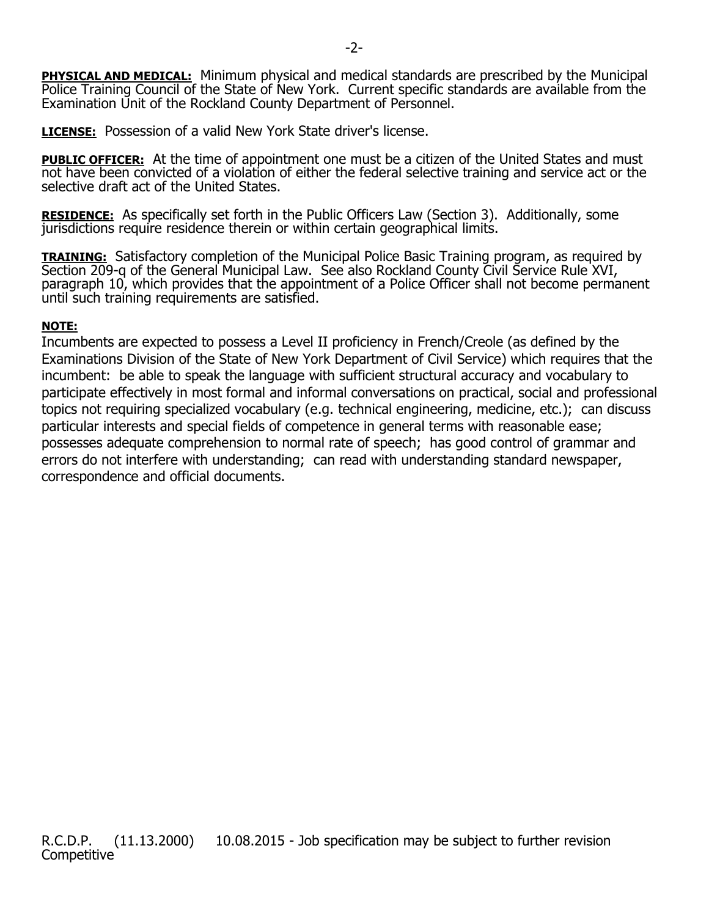**PHYSICAL AND MEDICAL:** Minimum physical and medical standards are prescribed by the Municipal Police Training Council of the State of New York. Current specific standards are available from the Examination Unit of the Rockland County Department of Personnel.

**LICENSE:** Possession of a valid New York State driver's license.

**PUBLIC OFFICER:** At the time of appointment one must be a citizen of the United States and must not have been convicted of a violation of either the federal selective training and service act or the selective draft act of the United States.

**RESIDENCE:** As specifically set forth in the Public Officers Law (Section 3). Additionally, some jurisdictions require residence therein or within certain geographical limits.

**TRAINING:** Satisfactory completion of the Municipal Police Basic Training program, as required by Section 209-q of the General Municipal Law. See also Rockland County Civil Service Rule XVI, paragraph 10, which provides that the appointment of a Police Officer shall not become permanent until such training requirements are satisfied.

**NOTE:**

Incumbents are expected to possess a Level II proficiency in French/Creole (as defined by the Examinations Division of the State of New York Department of Civil Service) which requires that the incumbent: be able to speak the language with sufficient structural accuracy and vocabulary to participate effectively in most formal and informal conversations on practical, social and professional topics not requiring specialized vocabulary (e.g. technical engineering, medicine, etc.); can discuss particular interests and special fields of competence in general terms with reasonable ease; possesses adequate comprehension to normal rate of speech; has good control of grammar and errors do not interfere with understanding; can read with understanding standard newspaper, correspondence and official documents.

R.C.D.P. (11.13.2000) 10.08.2015 - Job specification may be subject to further revision
Competitive